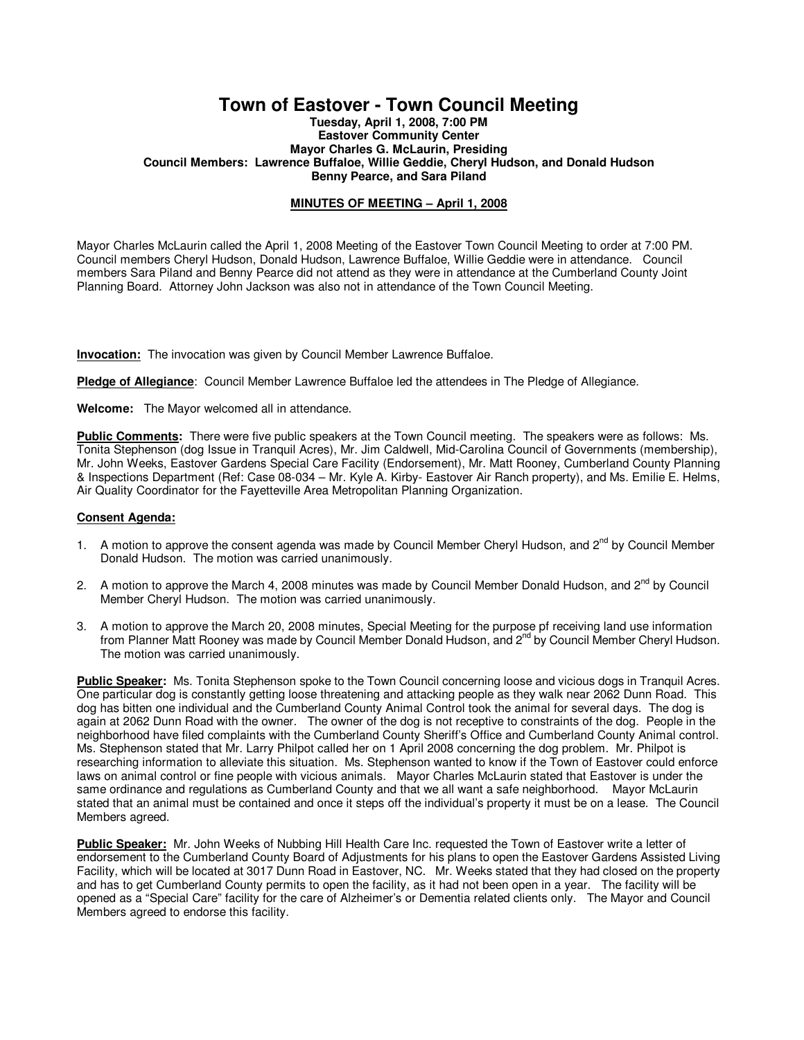# Town of Eastover - Town Council Meeting

**Tuesday, April 1, 2008, 7:00 PM**
**Eastover Community Center**
**Mayor Charles G. McLaurin, Presiding**
**Council Members: Lawrence Buffaloe, Willie Geddie, Cheryl Hudson, and Donald Hudson**
**Benny Pearce, and Sara Piland**

**MINUTES OF MEETING – April 1, 2008**

Mayor Charles McLaurin called the April 1, 2008 Meeting of the Eastover Town Council Meeting to order at 7:00 PM. Council members Cheryl Hudson, Donald Hudson, Lawrence Buffaloe, Willie Geddie were in attendance. Council members Sara Piland and Benny Pearce did not attend as they were in attendance at the Cumberland County Joint Planning Board. Attorney John Jackson was also not in attendance of the Town Council Meeting.

**Invocation:** The invocation was given by Council Member Lawrence Buffaloe.

**Pledge of Allegiance**: Council Member Lawrence Buffaloe led the attendees in The Pledge of Allegiance.

**Welcome:** The Mayor welcomed all in attendance.

**Public Comments:** There were five public speakers at the Town Council meeting. The speakers were as follows: Ms. Tonita Stephenson (dog Issue in Tranquil Acres), Mr. Jim Caldwell, Mid-Carolina Council of Governments (membership), Mr. John Weeks, Eastover Gardens Special Care Facility (Endorsement), Mr. Matt Rooney, Cumberland County Planning & Inspections Department (Ref: Case 08-034 – Mr. Kyle A. Kirby- Eastover Air Ranch property), and Ms. Emilie E. Helms, Air Quality Coordinator for the Fayetteville Area Metropolitan Planning Organization.

**Consent Agenda:**

1. A motion to approve the consent agenda was made by Council Member Cheryl Hudson, and 2nd by Council Member Donald Hudson. The motion was carried unanimously.
2. A motion to approve the March 4, 2008 minutes was made by Council Member Donald Hudson, and 2nd by Council Member Cheryl Hudson. The motion was carried unanimously.
3. A motion to approve the March 20, 2008 minutes, Special Meeting for the purpose pf receiving land use information from Planner Matt Rooney was made by Council Member Donald Hudson, and 2nd by Council Member Cheryl Hudson. The motion was carried unanimously.

**Public Speaker:** Ms. Tonita Stephenson spoke to the Town Council concerning loose and vicious dogs in Tranquil Acres. One particular dog is constantly getting loose threatening and attacking people as they walk near 2062 Dunn Road. This dog has bitten one individual and the Cumberland County Animal Control took the animal for several days. The dog is again at 2062 Dunn Road with the owner. The owner of the dog is not receptive to constraints of the dog. People in the neighborhood have filed complaints with the Cumberland County Sheriff's Office and Cumberland County Animal control. Ms. Stephenson stated that Mr. Larry Philpot called her on 1 April 2008 concerning the dog problem. Mr. Philpot is researching information to alleviate this situation. Ms. Stephenson wanted to know if the Town of Eastover could enforce laws on animal control or fine people with vicious animals. Mayor Charles McLaurin stated that Eastover is under the same ordinance and regulations as Cumberland County and that we all want a safe neighborhood. Mayor McLaurin stated that an animal must be contained and once it steps off the individual's property it must be on a lease. The Council Members agreed.

**Public Speaker:** Mr. John Weeks of Nubbing Hill Health Care Inc. requested the Town of Eastover write a letter of endorsement to the Cumberland County Board of Adjustments for his plans to open the Eastover Gardens Assisted Living Facility, which will be located at 3017 Dunn Road in Eastover, NC. Mr. Weeks stated that they had closed on the property and has to get Cumberland County permits to open the facility, as it had not been open in a year. The facility will be opened as a "Special Care" facility for the care of Alzheimer's or Dementia related clients only. The Mayor and Council Members agreed to endorse this facility.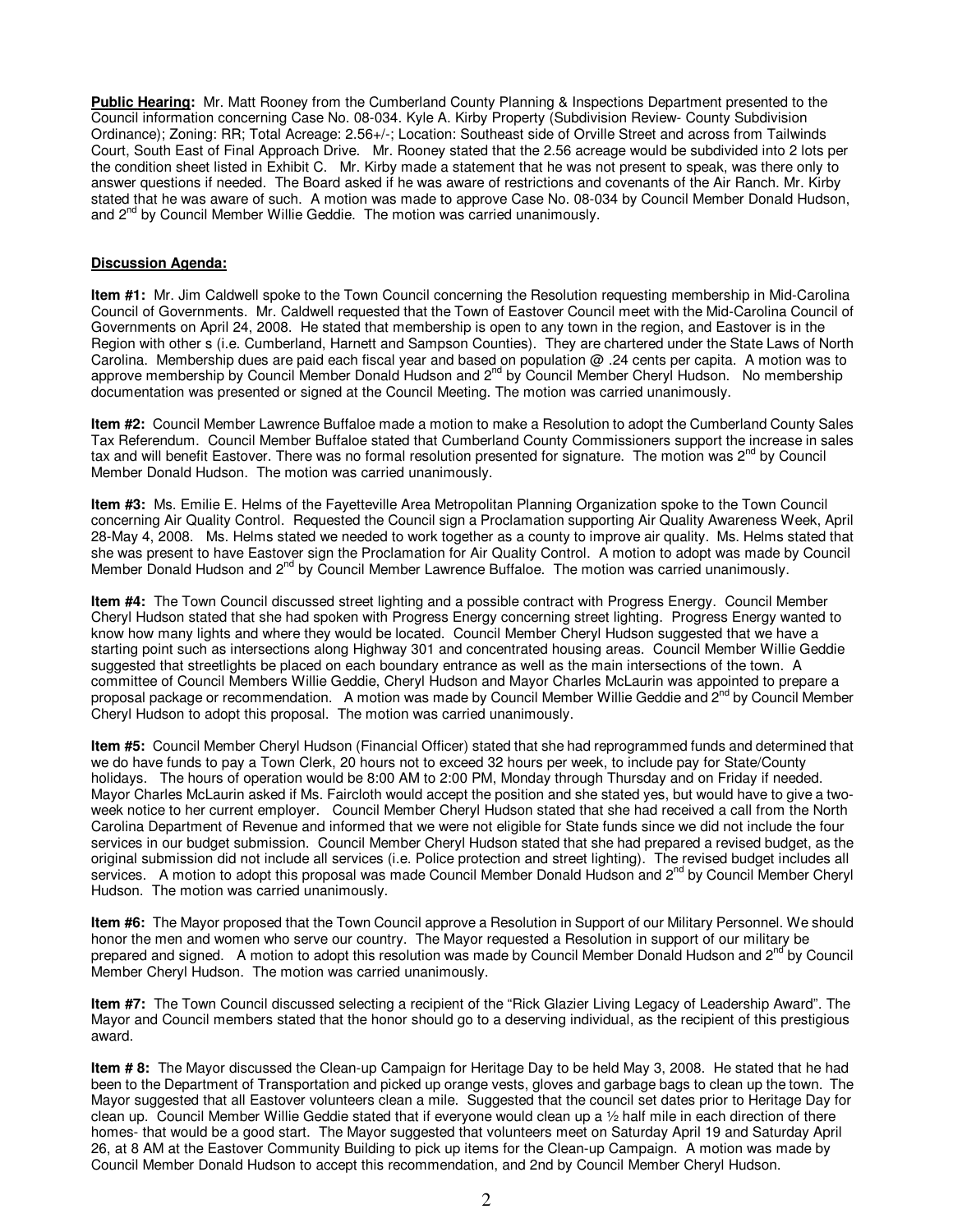**Public Hearing:** Mr. Matt Rooney from the Cumberland County Planning & Inspections Department presented to the Council information concerning Case No. 08-034. Kyle A. Kirby Property (Subdivision Review- County Subdivision Ordinance); Zoning: RR; Total Acreage: 2.56+/-; Location: Southeast side of Orville Street and across from Tailwinds Court, South East of Final Approach Drive. Mr. Rooney stated that the 2.56 acreage would be subdivided into 2 lots per the condition sheet listed in Exhibit C. Mr. Kirby made a statement that he was not present to speak, was there only to answer questions if needed. The Board asked if he was aware of restrictions and covenants of the Air Ranch. Mr. Kirby stated that he was aware of such. A motion was made to approve Case No. 08-034 by Council Member Donald Hudson, and 2nd by Council Member Willie Geddie. The motion was carried unanimously.

**Discussion Agenda:**

**Item #1:** Mr. Jim Caldwell spoke to the Town Council concerning the Resolution requesting membership in Mid-Carolina Council of Governments. Mr. Caldwell requested that the Town of Eastover Council meet with the Mid-Carolina Council of Governments on April 24, 2008. He stated that membership is open to any town in the region, and Eastover is in the Region with other s (i.e. Cumberland, Harnett and Sampson Counties). They are chartered under the State Laws of North Carolina. Membership dues are paid each fiscal year and based on population @ .24 cents per capita. A motion was to approve membership by Council Member Donald Hudson and 2nd by Council Member Cheryl Hudson. No membership documentation was presented or signed at the Council Meeting. The motion was carried unanimously.

**Item #2:** Council Member Lawrence Buffaloe made a motion to make a Resolution to adopt the Cumberland County Sales Tax Referendum. Council Member Buffaloe stated that Cumberland County Commissioners support the increase in sales tax and will benefit Eastover. There was no formal resolution presented for signature. The motion was 2nd by Council Member Donald Hudson. The motion was carried unanimously.

**Item #3:** Ms. Emilie E. Helms of the Fayetteville Area Metropolitan Planning Organization spoke to the Town Council concerning Air Quality Control. Requested the Council sign a Proclamation supporting Air Quality Awareness Week, April 28-May 4, 2008. Ms. Helms stated we needed to work together as a county to improve air quality. Ms. Helms stated that she was present to have Eastover sign the Proclamation for Air Quality Control. A motion to adopt was made by Council Member Donald Hudson and 2nd by Council Member Lawrence Buffaloe. The motion was carried unanimously.

**Item #4:** The Town Council discussed street lighting and a possible contract with Progress Energy. Council Member Cheryl Hudson stated that she had spoken with Progress Energy concerning street lighting. Progress Energy wanted to know how many lights and where they would be located. Council Member Cheryl Hudson suggested that we have a starting point such as intersections along Highway 301 and concentrated housing areas. Council Member Willie Geddie suggested that streetlights be placed on each boundary entrance as well as the main intersections of the town. A committee of Council Members Willie Geddie, Cheryl Hudson and Mayor Charles McLaurin was appointed to prepare a proposal package or recommendation. A motion was made by Council Member Willie Geddie and 2nd by Council Member Cheryl Hudson to adopt this proposal. The motion was carried unanimously.

**Item #5:** Council Member Cheryl Hudson (Financial Officer) stated that she had reprogrammed funds and determined that we do have funds to pay a Town Clerk, 20 hours not to exceed 32 hours per week, to include pay for State/County holidays. The hours of operation would be 8:00 AM to 2:00 PM, Monday through Thursday and on Friday if needed. Mayor Charles McLaurin asked if Ms. Faircloth would accept the position and she stated yes, but would have to give a two-week notice to her current employer. Council Member Cheryl Hudson stated that she had received a call from the North Carolina Department of Revenue and informed that we were not eligible for State funds since we did not include the four services in our budget submission. Council Member Cheryl Hudson stated that she had prepared a revised budget, as the original submission did not include all services (i.e. Police protection and street lighting). The revised budget includes all services. A motion to adopt this proposal was made Council Member Donald Hudson and 2nd by Council Member Cheryl Hudson. The motion was carried unanimously.

**Item #6:** The Mayor proposed that the Town Council approve a Resolution in Support of our Military Personnel. We should honor the men and women who serve our country. The Mayor requested a Resolution in support of our military be prepared and signed. A motion to adopt this resolution was made by Council Member Donald Hudson and 2nd by Council Member Cheryl Hudson. The motion was carried unanimously.

**Item #7:** The Town Council discussed selecting a recipient of the "Rick Glazier Living Legacy of Leadership Award". The Mayor and Council members stated that the honor should go to a deserving individual, as the recipient of this prestigious award.

**Item # 8:** The Mayor discussed the Clean-up Campaign for Heritage Day to be held May 3, 2008. He stated that he had been to the Department of Transportation and picked up orange vests, gloves and garbage bags to clean up the town. The Mayor suggested that all Eastover volunteers clean a mile. Suggested that the council set dates prior to Heritage Day for clean up. Council Member Willie Geddie stated that if everyone would clean up a ½ half mile in each direction of there homes- that would be a good start. The Mayor suggested that volunteers meet on Saturday April 19 and Saturday April 26, at 8 AM at the Eastover Community Building to pick up items for the Clean-up Campaign. A motion was made by Council Member Donald Hudson to accept this recommendation, and 2nd by Council Member Cheryl Hudson.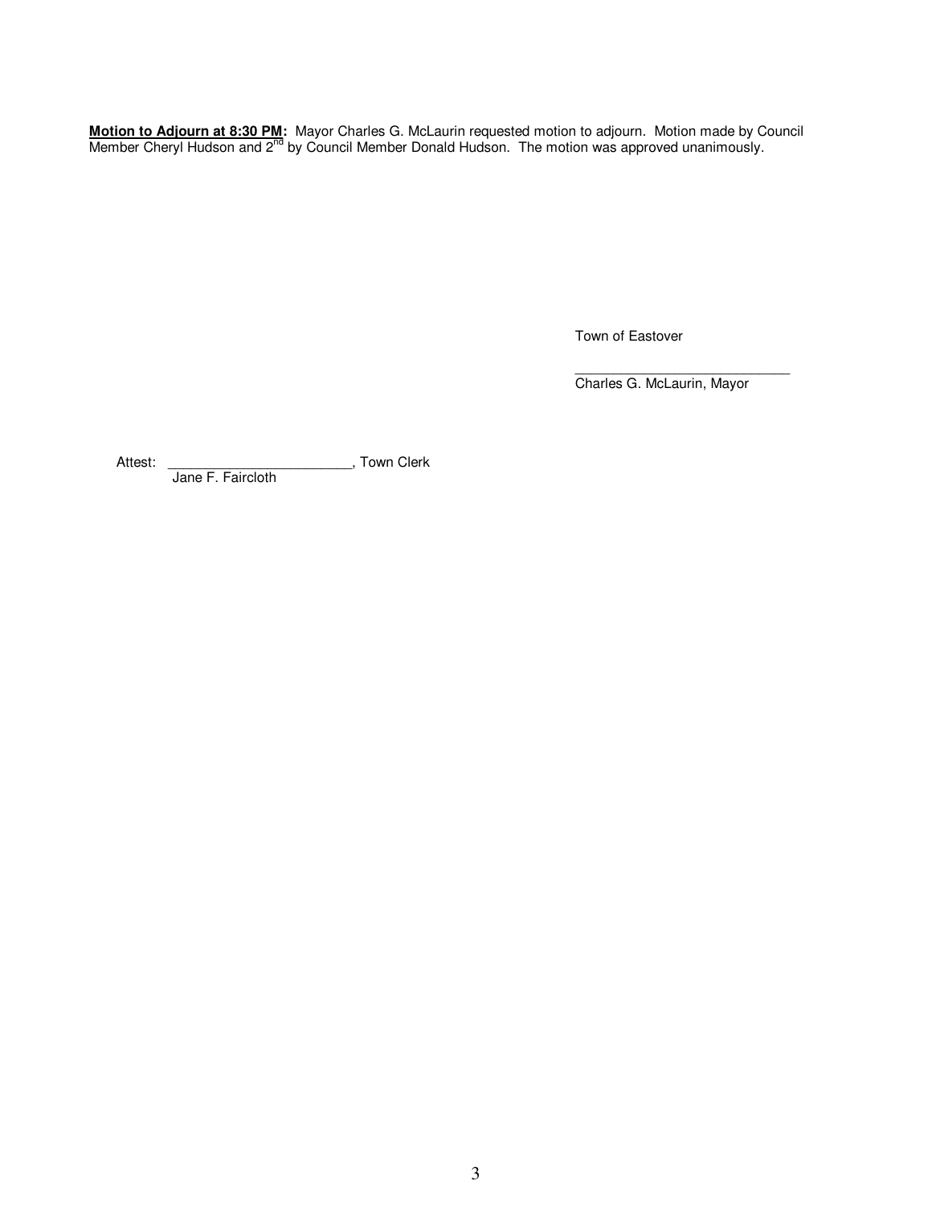**Motion to Adjourn at 8:30 PM:** Mayor Charles G. McLaurin requested motion to adjourn. Motion made by Council Member Cheryl Hudson and 2nd by Council Member Donald Hudson. The motion was approved unanimously.

Town of Eastover

\_\_\_\_\_\_\_\_\_\_\_\_\_\_\_\_\_\_\_\_\_\_\_\_\_\_\_\_
Charles G. McLaurin, Mayor

Attest: \_\_\_\_\_\_\_\_\_\_\_\_\_\_\_\_\_\_\_\_\_\_\_\_\_, Town Clerk
Jane F. Faircloth